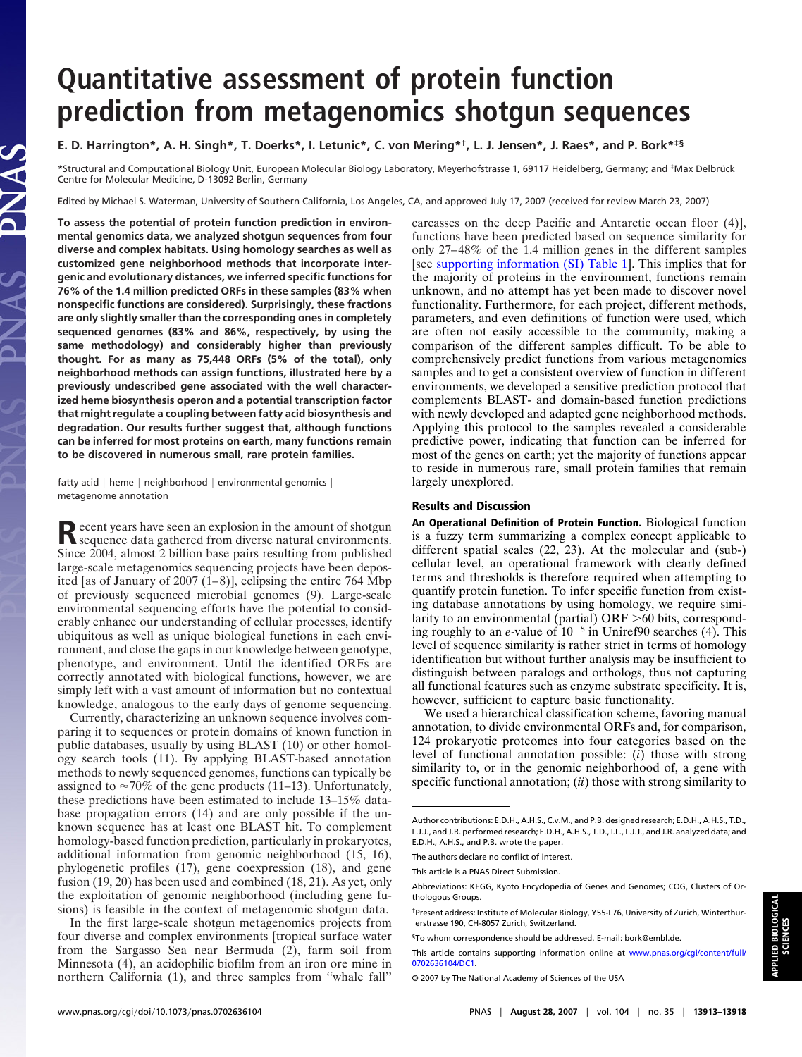# Quantitative assessment of protein function prediction from metagenomics shotgun sequences

**E. D. Harrington*, A. H. Singh*, T. Doerks*, I. Letunic*, C. von Mering*†, L. J. Jensen*, J. Raes*, and P. Bork*‡§**

*Structural and Computational Biology Unit, European Molecular Biology Laboratory, Meyerhofstrasse 1, 69117 Heidelberg, Germany; and ‡Max Delbrück Centre for Molecular Medicine, D-13092 Berlin, Germany

Edited by Michael S. Waterman, University of Southern California, Los Angeles, CA, and approved July 17, 2007 (received for review March 23, 2007)

**To assess the potential of protein function prediction in environmental genomics data, we analyzed shotgun sequences from four diverse and complex habitats. Using homology searches as well as customized gene neighborhood methods that incorporate intergenic and evolutionary distances, we inferred specific functions for 76% of the 1.4 million predicted ORFs in these samples (83% when nonspecific functions are considered). Surprisingly, these fractions are only slightly smaller than the corresponding ones in completely sequenced genomes (83% and 86%, respectively, by using the same methodology) and considerably higher than previously thought. For as many as 75,448 ORFs (5% of the total), only neighborhood methods can assign functions, illustrated here by a previously undescribed gene associated with the well characterized heme biosynthesis operon and a potential transcription factor that might regulate a coupling between fatty acid biosynthesis and degradation. Our results further suggest that, although functions can be inferred for most proteins on earth, many functions remain to be discovered in numerous small, rare protein families.**

fatty acid | heme | neighborhood | environmental genomics | metagenome annotation

Recent years have seen an explosion in the amount of shotgun sequence data gathered from diverse natural environments. Since 2004, almost 2 billion base pairs resulting from published large-scale metagenomics sequencing projects have been deposited [as of January of 2007 (1–8)], eclipsing the entire 764 Mbp of previously sequenced microbial genomes (9). Large-scale environmental sequencing efforts have the potential to considerably enhance our understanding of cellular processes, identify ubiquitous as well as unique biological functions in each environment, and close the gaps in our knowledge between genotype, phenotype, and environment. Until the identified ORFs are correctly annotated with biological functions, however, we are simply left with a vast amount of information but no contextual knowledge, analogous to the early days of genome sequencing.

Currently, characterizing an unknown sequence involves comparing it to sequences or protein domains of known function in public databases, usually by using BLAST (10) or other homology search tools (11). By applying BLAST-based annotation methods to newly sequenced genomes, functions can typically be assigned to ≈70% of the gene products (11–13). Unfortunately, these predictions have been estimated to include 13–15% database propagation errors (14) and are only possible if the unknown sequence has at least one BLAST hit. To complement homology-based function prediction, particularly in prokaryotes, additional information from genomic neighborhood (15, 16), phylogenetic profiles (17), gene coexpression (18), and gene fusion (19, 20) has been used and combined (18, 21). As yet, only the exploitation of genomic neighborhood (including gene fusions) is feasible in the context of metagenomic shotgun data.

In the first large-scale shotgun metagenomics projects from four diverse and complex environments [tropical surface water from the Sargasso Sea near Bermuda (2), farm soil from Minnesota (4), an acidophilic biofilm from an iron ore mine in northern California (1), and three samples from "whale fall" carcasses on the deep Pacific and Antarctic ocean floor (4)], functions have been predicted based on sequence similarity for only 27–48% of the 1.4 million genes in the different samples [see supporting information (SI) Table 1]. This implies that for the majority of proteins in the environment, functions remain unknown, and no attempt has yet been made to discover novel functionality. Furthermore, for each project, different methods, parameters, and even definitions of function were used, which are often not easily accessible to the community, making a comparison of the different samples difficult. To be able to comprehensively predict functions from various metagenomics samples and to get a consistent overview of function in different environments, we developed a sensitive prediction protocol that complements BLAST- and domain-based function predictions with newly developed and adapted gene neighborhood methods. Applying this protocol to the samples revealed a considerable predictive power, indicating that function can be inferred for most of the genes on earth; yet the majority of functions appear to reside in numerous rare, small protein families that remain largely unexplored.

## Results and Discussion

**An Operational Definition of Protein Function.** Biological function is a fuzzy term summarizing a complex concept applicable to different spatial scales (22, 23). At the molecular and (sub-) cellular level, an operational framework with clearly defined terms and thresholds is therefore required when attempting to quantify protein function. To infer specific function from existing database annotations by using homology, we require similarity to an environmental (partial) ORF >60 bits, corresponding roughly to an *e*-value of $10^{-8}$ in Uniref90 searches (4). This level of sequence similarity is rather strict in terms of homology identification but without further analysis may be insufficient to distinguish between paralogs and orthologs, thus not capturing all functional features such as enzyme substrate specificity. It is, however, sufficient to capture basic functionality.

We used a hierarchical classification scheme, favoring manual annotation, to divide environmental ORFs and, for comparison, 124 prokaryotic proteomes into four categories based on the level of functional annotation possible: (*i*) those with strong similarity to, or in the genomic neighborhood of, a gene with specific functional annotation; (*ii*) those with strong similarity to

---

Author contributions: E.D.H., A.H.S., C.v.M., and P.B. designed research; E.D.H., A.H.S., T.D., L.J.J., and J.R. performed research; E.D.H., A.H.S., T.D., I.L., L.J.J., and J.R. analyzed data; and E.D.H., A.H.S., and P.B. wrote the paper.

The authors declare no conflict of interest.

This article is a PNAS Direct Submission.

Abbreviations: KEGG, Kyoto Encyclopedia of Genes and Genomes; COG, Clusters of Orthologous Groups.

†Present address: Institute of Molecular Biology, Y55-L76, University of Zurich, Winterthurerstrasse 190, CH-8057 Zurich, Switzerland.

§To whom correspondence should be addressed. E-mail: bork@embl.de.

This article contains supporting information online at www.pnas.org/cgi/content/full/0702636104/DC1.

© 2007 by The National Academy of Sciences of the USA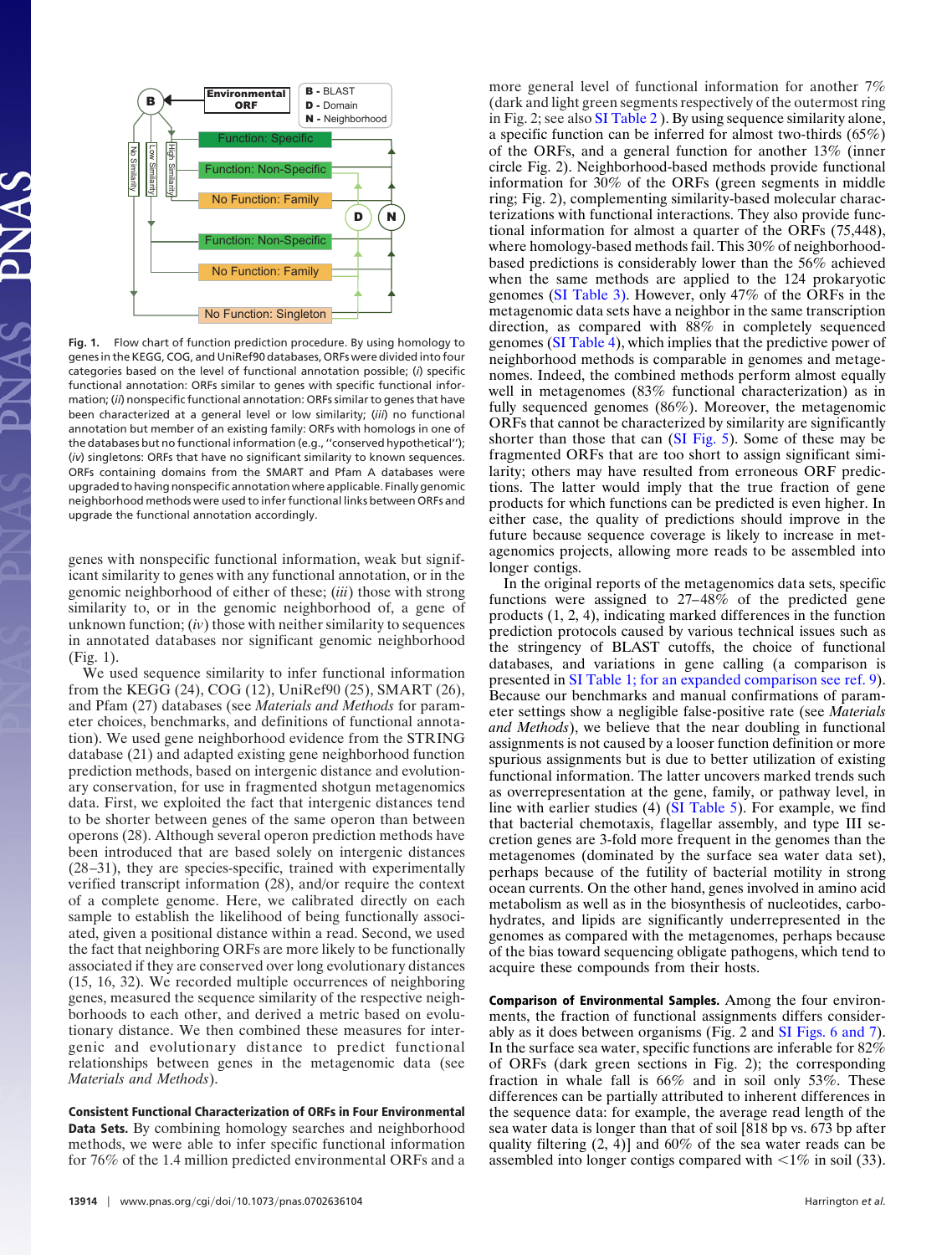Fig. 1. Flow chart of function prediction procedure. By using homology to genes in the KEGG, COG, and UniRef90 databases, ORFs were divided into four categories based on the level of functional annotation possible; (*i*) specific functional annotation: ORFs similar to genes with specific functional information; (*ii*) nonspecific functional annotation: ORFs similar to genes that have been characterized at a general level or low similarity; (*iii*) no functional annotation but member of an existing family: ORFs with homologs in one of the databases but no functional information (e.g., "conserved hypothetical"); (*iv*) singletons: ORFs that have no significant similarity to known sequences. ORFs containing domains from the SMART and Pfam A databases were upgraded to having nonspecific annotation where applicable. Finally genomic neighborhood methods were used to infer functional links between ORFs and upgrade the functional annotation accordingly.

genes with nonspecific functional information, weak but significant similarity to genes with any functional annotation, or in the genomic neighborhood of either of these; (*iii*) those with strong similarity to, or in the genomic neighborhood of, a gene of unknown function; (*iv*) those with neither similarity to sequences in annotated databases nor significant genomic neighborhood (Fig. 1).

We used sequence similarity to infer functional information from the KEGG (24), COG (12), UniRef90 (25), SMART (26), and Pfam (27) databases (see *Materials and Methods* for parameter choices, benchmarks, and definitions of functional annotation). We used gene neighborhood evidence from the STRING database (21) and adapted existing gene neighborhood function prediction methods, based on intergenic distance and evolutionary conservation, for use in fragmented shotgun metagenomics data. First, we exploited the fact that intergenic distances tend to be shorter between genes of the same operon than between operons (28). Although several operon prediction methods have been introduced that are based solely on intergenic distances (28–31), they are species-specific, trained with experimentally verified transcript information (28), and/or require the context of a complete genome. Here, we calibrated directly on each sample to establish the likelihood of being functionally associated, given a positional distance within a read. Second, we used the fact that neighboring ORFs are more likely to be functionally associated if they are conserved over long evolutionary distances (15, 16, 32). We recorded multiple occurrences of neighboring genes, measured the sequence similarity of the respective neighborhoods to each other, and derived a metric based on evolutionary distance. We then combined these measures for intergenic and evolutionary distance to predict functional relationships between genes in the metagenomic data (see *Materials and Methods*).

**Consistent Functional Characterization of ORFs in Four Environmental Data Sets.** By combining homology searches and neighborhood methods, we were able to infer specific functional information for 76% of the 1.4 million predicted environmental ORFs and a more general level of functional information for another 7% (dark and light green segments respectively of the outermost ring in Fig. 2; see also SI Table 2 ). By using sequence similarity alone, a specific function can be inferred for almost two-thirds (65%) of the ORFs, and a general function for another 13% (inner circle Fig. 2). Neighborhood-based methods provide functional information for 30% of the ORFs (green segments in middle ring; Fig. 2), complementing similarity-based molecular characterizations with functional interactions. They also provide functional information for almost a quarter of the ORFs (75,448), where homology-based methods fail. This 30% of neighborhood-based predictions is considerably lower than the 56% achieved when the same methods are applied to the 124 prokaryotic genomes (SI Table 3). However, only 47% of the ORFs in the metagenomic data sets have a neighbor in the same transcription direction, as compared with 88% in completely sequenced genomes (SI Table 4), which implies that the predictive power of neighborhood methods is comparable in genomes and metagenomes. Indeed, the combined methods perform almost equally well in metagenomes (83% functional characterization) as in fully sequenced genomes (86%). Moreover, the metagenomic ORFs that cannot be characterized by similarity are significantly shorter than those that can (SI Fig. 5). Some of these may be fragmented ORFs that are too short to assign significant similarity; others may have resulted from erroneous ORF predictions. The latter would imply that the true fraction of gene products for which functions can be predicted is even higher. In either case, the quality of predictions should improve in the future because sequence coverage is likely to increase in metagenomics projects, allowing more reads to be assembled into longer contigs.

In the original reports of the metagenomics data sets, specific functions were assigned to 27–48% of the predicted gene products (1, 2, 4), indicating marked differences in the function prediction protocols caused by various technical issues such as the stringency of BLAST cutoffs, the choice of functional databases, and variations in gene calling (a comparison is presented in SI Table 1; for an expanded comparison see ref. 9). Because our benchmarks and manual confirmations of parameter settings show a negligible false-positive rate (see *Materials and Methods*), we believe that the near doubling in functional assignments is not caused by a looser function definition or more spurious assignments but is due to better utilization of existing functional information. The latter uncovers marked trends such as overrepresentation at the gene, family, or pathway level, in line with earlier studies (4) (SI Table 5). For example, we find that bacterial chemotaxis, flagellar assembly, and type III secretion genes are 3-fold more frequent in the genomes than the metagenomes (dominated by the surface sea water data set), perhaps because of the futility of bacterial motility in strong ocean currents. On the other hand, genes involved in amino acid metabolism as well as in the biosynthesis of nucleotides, carbohydrates, and lipids are significantly underrepresented in the genomes as compared with the metagenomes, perhaps because of the bias toward sequencing obligate pathogens, which tend to acquire these compounds from their hosts.

**Comparison of Environmental Samples.** Among the four environments, the fraction of functional assignments differs considerably as it does between organisms (Fig. 2 and SI Figs. 6 and 7). In the surface sea water, specific functions are inferable for 82% of ORFs (dark green sections in Fig. 2); the corresponding fraction in whale fall is 66% and in soil only 53%. These differences can be partially attributed to inherent differences in the sequence data: for example, the average read length of the sea water data is longer than that of soil [818 bp vs. 673 bp after quality filtering (2, 4)] and 60% of the sea water reads can be assembled into longer contigs compared with <1% in soil (33).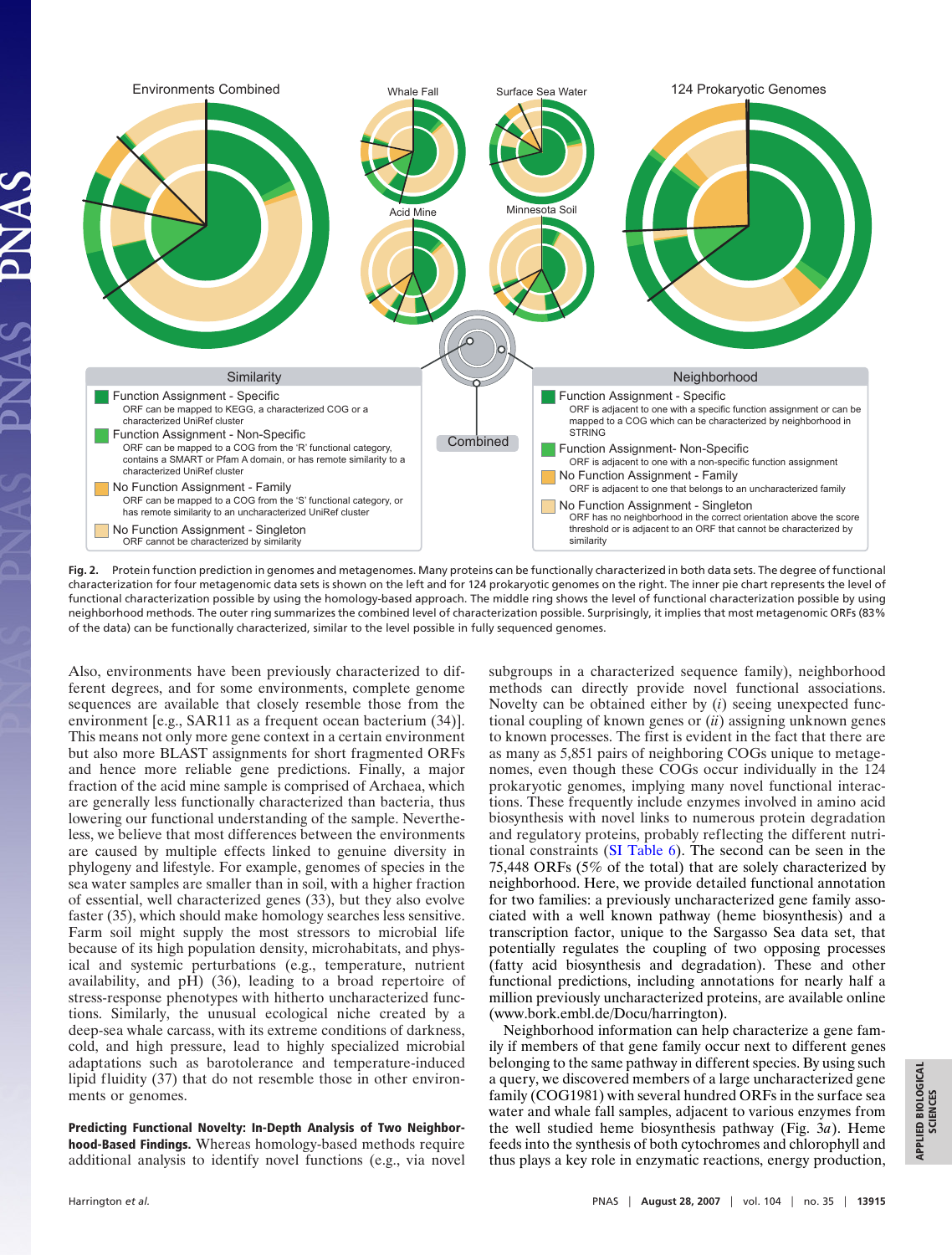Fig. 2. Protein function prediction in genomes and metagenomes. Many proteins can be functionally characterized in both data sets. The degree of functional characterization for four metagenomic data sets is shown on the left and for 124 prokaryotic genomes on the right. The inner pie chart represents the level of functional characterization possible by using the homology-based approach. The middle ring shows the level of functional characterization possible by using neighborhood methods. The outer ring summarizes the combined level of characterization possible. Surprisingly, it implies that most metagenomic ORFs (83% of the data) can be functionally characterized, similar to the level possible in fully sequenced genomes.

Also, environments have been previously characterized to different degrees, and for some environments, complete genome sequences are available that closely resemble those from the environment [e.g., SAR11 as a frequent ocean bacterium (34)]. This means not only more gene context in a certain environment but also more BLAST assignments for short fragmented ORFs and hence more reliable gene predictions. Finally, a major fraction of the acid mine sample is comprised of Archaea, which are generally less functionally characterized than bacteria, thus lowering our functional understanding of the sample. Nevertheless, we believe that most differences between the environments are caused by multiple effects linked to genuine diversity in phylogeny and lifestyle. For example, genomes of species in the sea water samples are smaller than in soil, with a higher fraction of essential, well characterized genes (33), but they also evolve faster (35), which should make homology searches less sensitive. Farm soil might supply the most stressors to microbial life because of its high population density, microhabitats, and physical and systemic perturbations (e.g., temperature, nutrient availability, and pH) (36), leading to a broad repertoire of stress-response phenotypes with hitherto uncharacterized functions. Similarly, the unusual ecological niche created by a deep-sea whale carcass, with its extreme conditions of darkness, cold, and high pressure, lead to highly specialized microbial adaptations such as barotolerance and temperature-induced lipid fluidity (37) that do not resemble those in other environments or genomes.

**Predicting Functional Novelty: In-Depth Analysis of Two Neighborhood-Based Findings.** Whereas homology-based methods require additional analysis to identify novel functions (e.g., via novel subgroups in a characterized sequence family), neighborhood methods can directly provide novel functional associations. Novelty can be obtained either by (*i*) seeing unexpected functional coupling of known genes or (*ii*) assigning unknown genes to known processes. The first is evident in the fact that there are as many as 5,851 pairs of neighboring COGs unique to metagenomes, even though these COGs occur individually in the 124 prokaryotic genomes, implying many novel functional interactions. These frequently include enzymes involved in amino acid biosynthesis with novel links to numerous protein degradation and regulatory proteins, probably reflecting the different nutritional constraints (SI Table 6). The second can be seen in the 75,448 ORFs (5% of the total) that are solely characterized by neighborhood. Here, we provide detailed functional annotation for two families: a previously uncharacterized gene family associated with a well known pathway (heme biosynthesis) and a transcription factor, unique to the Sargasso Sea data set, that potentially regulates the coupling of two opposing processes (fatty acid biosynthesis and degradation). These and other functional predictions, including annotations for nearly half a million previously uncharacterized proteins, are available online (www.bork.embl.de/Docu/harrington).

Neighborhood information can help characterize a gene family if members of that gene family occur next to different genes belonging to the same pathway in different species. By using such a query, we discovered members of a large uncharacterized gene family (COG1981) with several hundred ORFs in the surface sea water and whale fall samples, adjacent to various enzymes from the well studied heme biosynthesis pathway (Fig. 3*a*). Heme feeds into the synthesis of both cytochromes and chlorophyll and thus plays a key role in enzymatic reactions, energy production,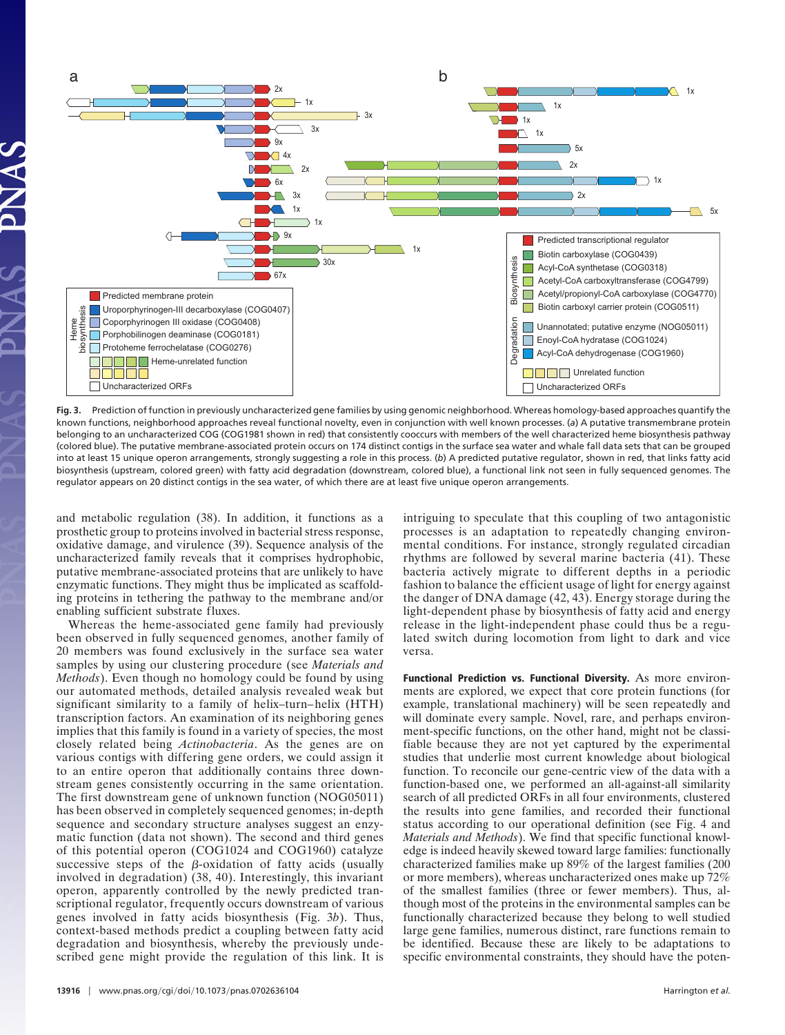**Fig. 3.** Prediction of function in previously uncharacterized gene families by using genomic neighborhood. Whereas homology-based approaches quantify the known functions, neighborhood approaches reveal functional novelty, even in conjunction with well known processes. (*a*) A putative transmembrane protein belonging to an uncharacterized COG (COG1981 shown in red) that consistently cooccurs with members of the well characterized heme biosynthesis pathway (colored blue). The putative membrane-associated protein occurs on 174 distinct contigs in the surface sea water and whale fall data sets that can be grouped into at least 15 unique operon arrangements, strongly suggesting a role in this process. (*b*) A predicted putative regulator, shown in red, that links fatty acid biosynthesis (upstream, colored green) with fatty acid degradation (downstream, colored blue), a functional link not seen in fully sequenced genomes. The regulator appears on 20 distinct contigs in the sea water, of which there are at least five unique operon arrangements.

and metabolic regulation (38). In addition, it functions as a prosthetic group to proteins involved in bacterial stress response, oxidative damage, and virulence (39). Sequence analysis of the uncharacterized family reveals that it comprises hydrophobic, putative membrane-associated proteins that are unlikely to have enzymatic functions. They might thus be implicated as scaffolding proteins in tethering the pathway to the membrane and/or enabling sufficient substrate fluxes.

Whereas the heme-associated gene family had previously been observed in fully sequenced genomes, another family of 20 members was found exclusively in the surface sea water samples by using our clustering procedure (see *Materials and Methods*). Even though no homology could be found by using our automated methods, detailed analysis revealed weak but significant similarity to a family of helix–turn–helix (HTH) transcription factors. An examination of its neighboring genes implies that this family is found in a variety of species, the most closely related being *Actinobacteria*. As the genes are on various contigs with differing gene orders, we could assign it to an entire operon that additionally contains three downstream genes consistently occurring in the same orientation. The first downstream gene of unknown function (NOG05011) has been observed in completely sequenced genomes; in-depth sequence and secondary structure analyses suggest an enzymatic function (data not shown). The second and third genes of this potential operon (COG1024 and COG1960) catalyze successive steps of the β-oxidation of fatty acids (usually involved in degradation) (38, 40). Interestingly, this invariant operon, apparently controlled by the newly predicted transcriptional regulator, frequently occurs downstream of various genes involved in fatty acids biosynthesis (Fig. 3*b*). Thus, context-based methods predict a coupling between fatty acid degradation and biosynthesis, whereby the previously undescribed gene might provide the regulation of this link. It is intriguing to speculate that this coupling of two antagonistic processes is an adaptation to repeatedly changing environmental conditions. For instance, strongly regulated circadian rhythms are followed by several marine bacteria (41). These bacteria actively migrate to different depths in a periodic fashion to balance the efficient usage of light for energy against the danger of DNA damage (42, 43). Energy storage during the light-dependent phase by biosynthesis of fatty acid and energy release in the light-independent phase could thus be a regulated switch during locomotion from light to dark and vice versa.

**Functional Prediction vs. Functional Diversity.** As more environments are explored, we expect that core protein functions (for example, translational machinery) will be seen repeatedly and will dominate every sample. Novel, rare, and perhaps environment-specific functions, on the other hand, might not be classifiable because they are not yet captured by the experimental studies that underlie most current knowledge about biological function. To reconcile our gene-centric view of the data with a function-based one, we performed an all-against-all similarity search of all predicted ORFs in all four environments, clustered the results into gene families, and recorded their functional status according to our operational definition (see Fig. 4 and *Materials and Methods*). We find that specific functional knowledge is indeed heavily skewed toward large families: functionally characterized families make up 89% of the largest families (200 or more members), whereas uncharacterized ones make up 72% of the smallest families (three or fewer members). Thus, although most of the proteins in the environmental samples can be functionally characterized because they belong to well studied large gene families, numerous distinct, rare functions remain to be identified. Because these are likely to be adaptations to specific environmental constraints, they should have the poten-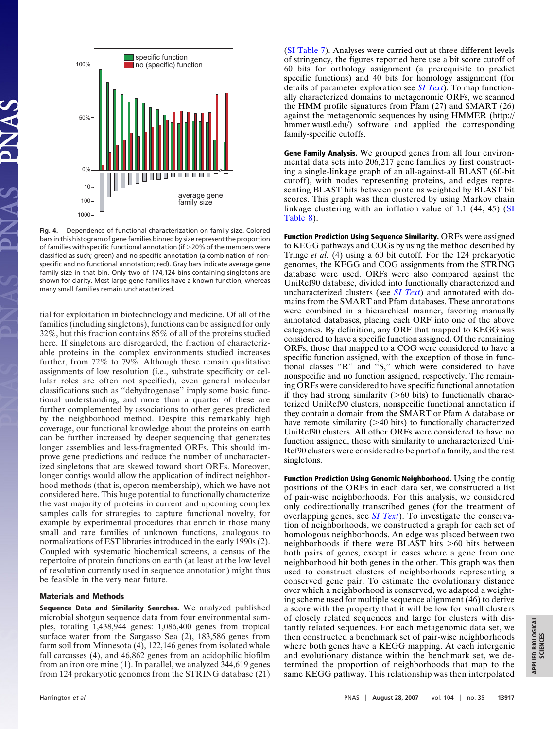Fig. 4. Dependence of functional characterization on family size. Colored bars in this histogram of gene families binned by size represent the proportion of families with specific functional annotation (if >20% of the members were classified as such; green) and no specific annotation (a combination of nonspecific and no functional annotation; red). Gray bars indicate average gene family size in that bin. Only two of 174,124 bins containing singletons are shown for clarity. Most large gene families have a known function, whereas many small families remain uncharacterized.

tial for exploitation in biotechnology and medicine. Of all of the families (including singletons), functions can be assigned for only 32%, but this fraction contains 85% of all of the proteins studied here. If singletons are disregarded, the fraction of characterizable proteins in the complex environments studied increases further, from 72% to 79%. Although these remain qualitative assignments of low resolution (i.e., substrate specificity or cellular roles are often not specified), even general molecular classifications such as "dehydrogenase" imply some basic functional understanding, and more than a quarter of these are further complemented by associations to other genes predicted by the neighborhood method. Despite this remarkably high coverage, our functional knowledge about the proteins on earth can be further increased by deeper sequencing that generates longer assemblies and less-fragmented ORFs. This should improve gene predictions and reduce the number of uncharacterized singletons that are skewed toward short ORFs. Moreover, longer contigs would allow the application of indirect neighborhood methods (that is, operon membership), which we have not considered here. This huge potential to functionally characterize the vast majority of proteins in current and upcoming complex samples calls for strategies to capture functional novelty, for example by experimental procedures that enrich in those many small and rare families of unknown functions, analogous to normalizations of EST libraries introduced in the early 1990s (2). Coupled with systematic biochemical screens, a census of the repertoire of protein functions on earth (at least at the low level of resolution currently used in sequence annotation) might thus be feasible in the very near future.

## Materials and Methods

**Sequence Data and Similarity Searches.** We analyzed published microbial shotgun sequence data from four environmental samples, totaling 1,438,944 genes: 1,086,400 genes from tropical surface water from the Sargasso Sea (2), 183,586 genes from farm soil from Minnesota (4), 122,146 genes from isolated whale fall carcasses (4), and 46,862 genes from an acidophilic biofilm from an iron ore mine (1). In parallel, we analyzed 344,619 genes from 124 prokaryotic genomes from the STRING database (21) (SI Table 7). Analyses were carried out at three different levels of stringency, the figures reported here use a bit score cutoff of 60 bits for orthology assignment (a prerequisite to predict specific functions) and 40 bits for homology assignment (for details of parameter exploration see *SI Text*). To map functionally characterized domains to metagenomic ORFs, we scanned the HMM profile signatures from Pfam (27) and SMART (26) against the metagenomic sequences by using HMMER (http://hmmer.wustl.edu/) software and applied the corresponding family-specific cutoffs.

**Gene Family Analysis.** We grouped genes from all four environmental data sets into 206,217 gene families by first constructing a single-linkage graph of an all-against-all BLAST (60-bit cutoff), with nodes representing proteins, and edges representing BLAST hits between proteins weighted by BLAST bit scores. This graph was then clustered by using Markov chain linkage clustering with an inflation value of 1.1 (44, 45) (SI Table 8).

**Function Prediction Using Sequence Similarity.** ORFs were assigned to KEGG pathways and COGs by using the method described by Tringe *et al.* (4) using a 60 bit cutoff. For the 124 prokaryotic genomes, the KEGG and COG assignments from the STRING database were used. ORFs were also compared against the UniRef90 database, divided into functionally characterized and uncharacterized clusters (see *SI Text*) and annotated with domains from the SMART and Pfam databases. These annotations were combined in a hierarchical manner, favoring manually annotated databases, placing each ORF into one of the above categories. By definition, any ORF that mapped to KEGG was considered to have a specific function assigned. Of the remaining ORFs, those that mapped to a COG were considered to have a specific function assigned, with the exception of those in functional classes "R" and "S," which were considered to have nonspecific and no function assigned, respectively. The remaining ORFs were considered to have specific functional annotation if they had strong similarity (>60 bits) to functionally characterized UniRef90 clusters, nonspecific functional annotation if they contain a domain from the SMART or Pfam A database or have remote similarity (>40 bits) to functionally characterized UniRef90 clusters. All other ORFs were considered to have no function assigned, those with similarity to uncharacterized UniRef90 clusters were considered to be part of a family, and the rest singletons.

**Function Prediction Using Genomic Neighborhood.** Using the contig positions of the ORFs in each data set, we constructed a list of pair-wise neighborhoods. For this analysis, we considered only codirectionally transcribed genes (for the treatment of overlapping genes, see *SI Text*). To investigate the conservation of neighborhoods, we constructed a graph for each set of homologous neighborhoods. An edge was placed between two neighborhoods if there were BLAST hits >60 bits between both pairs of genes, except in cases where a gene from one neighborhood hit both genes in the other. This graph was then used to construct clusters of neighborhoods representing a conserved gene pair. To estimate the evolutionary distance over which a neighborhood is conserved, we adapted a weighting scheme used for multiple sequence alignment (46) to derive a score with the property that it will be low for small clusters of closely related sequences and large for clusters with distantly related sequences. For each metagenomic data set, we then constructed a benchmark set of pair-wise neighborhoods where both genes have a KEGG mapping. At each intergenic and evolutionary distance within the benchmark set, we determined the proportion of neighborhoods that map to the same KEGG pathway. This relationship was then interpolated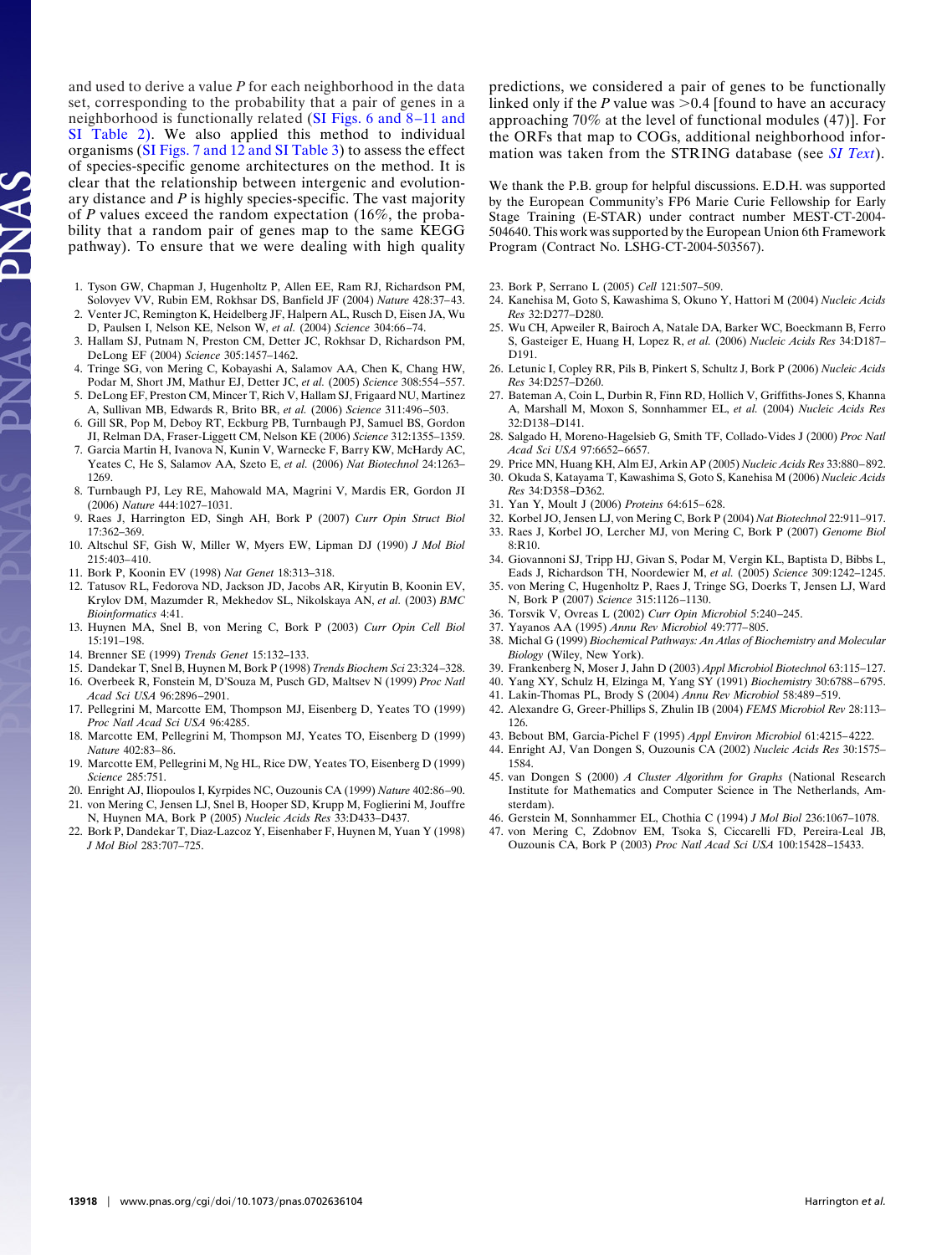and used to derive a value $P$ for each neighborhood in the data set, corresponding to the probability that a pair of genes in a neighborhood is functionally related (SI Figs. 6 and 8–11 and SI Table 2). We also applied this method to individual organisms (SI Figs. 7 and 12 and SI Table 3) to assess the effect of species-specific genome architectures on the method. It is clear that the relationship between intergenic and evolutionary distance and $P$ is highly species-specific. The vast majority of $P$ values exceed the random expectation (16%, the probability that a random pair of genes map to the same KEGG pathway). To ensure that we were dealing with high quality predictions, we considered a pair of genes to be functionally linked only if the $P$ value was $>0.4$ [found to have an accuracy approaching 70% at the level of functional modules (47)]. For the ORFs that map to COGs, additional neighborhood information was taken from the STRING database (see *SI Text*).

We thank the P.B. group for helpful discussions. E.D.H. was supported by the European Community's FP6 Marie Curie Fellowship for Early Stage Training (E-STAR) under contract number MEST-CT-2004-504640. This work was supported by the European Union 6th Framework Program (Contract No. LSHG-CT-2004-503567).

1. Tyson GW, Chapman J, Hugenholtz P, Allen EE, Ram RJ, Richardson PM, Solovyev VV, Rubin EM, Rokhsar DS, Banfield JF (2004) *Nature* 428:37–43.
2. Venter JC, Remington K, Heidelberg JF, Halpern AL, Rusch D, Eisen JA, Wu D, Paulsen I, Nelson KE, Nelson W, *et al.* (2004) *Science* 304:66–74.
3. Hallam SJ, Putnam N, Preston CM, Detter JC, Rokhsar D, Richardson PM, DeLong EF (2004) *Science* 305:1457–1462.
4. Tringe SG, von Mering C, Kobayashi A, Salamov AA, Chen K, Chang HW, Podar M, Short JM, Mathur EJ, Detter JC, *et al.* (2005) *Science* 308:554–557.
5. DeLong EF, Preston CM, Mincer T, Rich V, Hallam SJ, Frigaard NU, Martinez A, Sullivan MB, Edwards R, Brito BR, *et al.* (2006) *Science* 311:496–503.
6. Gill SR, Pop M, Deboy RT, Eckburg PB, Turnbaugh PJ, Samuel BS, Gordon JI, Relman DA, Fraser-Liggett CM, Nelson KE (2006) *Science* 312:1355–1359.
7. Garcia Martin H, Ivanova N, Kunin V, Warnecke F, Barry KW, McHardy AC, Yeates C, He S, Salamov AA, Szeto E, *et al.* (2006) *Nat Biotechnol* 24:1263–1269.
8. Turnbaugh PJ, Ley RE, Mahowald MA, Magrini V, Mardis ER, Gordon JI (2006) *Nature* 444:1027–1031.
9. Raes J, Harrington ED, Singh AH, Bork P (2007) *Curr Opin Struct Biol* 17:362–369.
10. Altschul SF, Gish W, Miller W, Myers EW, Lipman DJ (1990) *J Mol Biol* 215:403–410.
11. Bork P, Koonin EV (1998) *Nat Genet* 18:313–318.
12. Tatusov RL, Fedorova ND, Jackson JD, Jacobs AR, Kiryutin B, Koonin EV, Krylov DM, Mazumder R, Mekhedov SL, Nikolskaya AN, *et al.* (2003) *BMC Bioinformatics* 4:41.
13. Huynen MA, Snel B, von Mering C, Bork P (2003) *Curr Opin Cell Biol* 15:191–198.
14. Brenner SE (1999) *Trends Genet* 15:132–133.
15. Dandekar T, Snel B, Huynen M, Bork P (1998) *Trends Biochem Sci* 23:324–328.
16. Overbeek R, Fonstein M, D'Souza M, Pusch GD, Maltsev N (1999) *Proc Natl Acad Sci USA* 96:2896–2901.
17. Pellegrini M, Marcotte EM, Thompson MJ, Eisenberg D, Yeates TO (1999) *Proc Natl Acad Sci USA* 96:4285.
18. Marcotte EM, Pellegrini M, Thompson MJ, Yeates TO, Eisenberg D (1999) *Nature* 402:83–86.
19. Marcotte EM, Pellegrini M, Ng HL, Rice DW, Yeates TO, Eisenberg D (1999) *Science* 285:751.
20. Enright AJ, Iliopoulos I, Kyrpides NC, Ouzounis CA (1999) *Nature* 402:86–90.
21. von Mering C, Jensen LJ, Snel B, Hooper SD, Krupp M, Foglierini M, Jouffre N, Huynen MA, Bork P (2005) *Nucleic Acids Res* 33:D433–D437.
22. Bork P, Dandekar T, Diaz-Lazcoz Y, Eisenhaber F, Huynen M, Yuan Y (1998) *J Mol Biol* 283:707–725.
23. Bork P, Serrano L (2005) *Cell* 121:507–509.
24. Kanehisa M, Goto S, Kawashima S, Okuno Y, Hattori M (2004) *Nucleic Acids Res* 32:D277–D280.
25. Wu CH, Apweiler R, Bairoch A, Natale DA, Barker WC, Boeckmann B, Ferro S, Gasteiger E, Huang H, Lopez R, *et al.* (2006) *Nucleic Acids Res* 34:D187–D191.
26. Letunic I, Copley RR, Pils B, Pinkert S, Schultz J, Bork P (2006) *Nucleic Acids Res* 34:D257–D260.
27. Bateman A, Coin L, Durbin R, Finn RD, Hollich V, Griffiths-Jones S, Khanna A, Marshall M, Moxon S, Sonnhammer EL, *et al.* (2004) *Nucleic Acids Res* 32:D138–D141.
28. Salgado H, Moreno-Hagelsieb G, Smith TF, Collado-Vides J (2000) *Proc Natl Acad Sci USA* 97:6652–6657.
29. Price MN, Huang KH, Alm EJ, Arkin AP (2005) *Nucleic Acids Res* 33:880–892.
30. Okuda S, Katayama T, Kawashima S, Goto S, Kanehisa M (2006) *Nucleic Acids Res* 34:D358–D362.
31. Yan Y, Moult J (2006) *Proteins* 64:615–628.
32. Korbel JO, Jensen LJ, von Mering C, Bork P (2004) *Nat Biotechnol* 22:911–917.
33. Raes J, Korbel JO, Lercher MJ, von Mering C, Bork P (2007) *Genome Biol* 8:R10.
34. Giovannoni SJ, Tripp HJ, Givan S, Podar M, Vergin KL, Baptista D, Bibbs L, Eads J, Richardson TH, Noordewier M, *et al.* (2005) *Science* 309:1242–1245.
35. von Mering C, Hugenholtz P, Raes J, Tringe SG, Doerks T, Jensen LJ, Ward N, Bork P (2007) *Science* 315:1126–1130.
36. Torsvik V, Ovreas L (2002) *Curr Opin Microbiol* 5:240–245.
37. Yayanos AA (1995) *Annu Rev Microbiol* 49:777–805.
38. Michal G (1999) *Biochemical Pathways: An Atlas of Biochemistry and Molecular Biology* (Wiley, New York).
39. Frankenberg N, Moser J, Jahn D (2003) *Appl Microbiol Biotechnol* 63:115–127.
40. Yang XY, Schulz H, Elzinga M, Yang SY (1991) *Biochemistry* 30:6788–6795.
41. Lakin-Thomas PL, Brody S (2004) *Annu Rev Microbiol* 58:489–519.
42. Alexandre G, Greer-Phillips S, Zhulin IB (2004) *FEMS Microbiol Rev* 28:113–126.
43. Bebout BM, Garcia-Pichel F (1995) *Appl Environ Microbiol* 61:4215–4222.
44. Enright AJ, Van Dongen S, Ouzounis CA (2002) *Nucleic Acids Res* 30:1575–1584.
45. van Dongen S (2000) *A Cluster Algorithm for Graphs* (National Research Institute for Mathematics and Computer Science in The Netherlands, Amsterdam).
46. Gerstein M, Sonnhammer EL, Chothia C (1994) *J Mol Biol* 236:1067–1078.
47. von Mering C, Zdobnov EM, Tsoka S, Ciccarelli FD, Pereira-Leal JB, Ouzounis CA, Bork P (2003) *Proc Natl Acad Sci USA* 100:15428–15433.